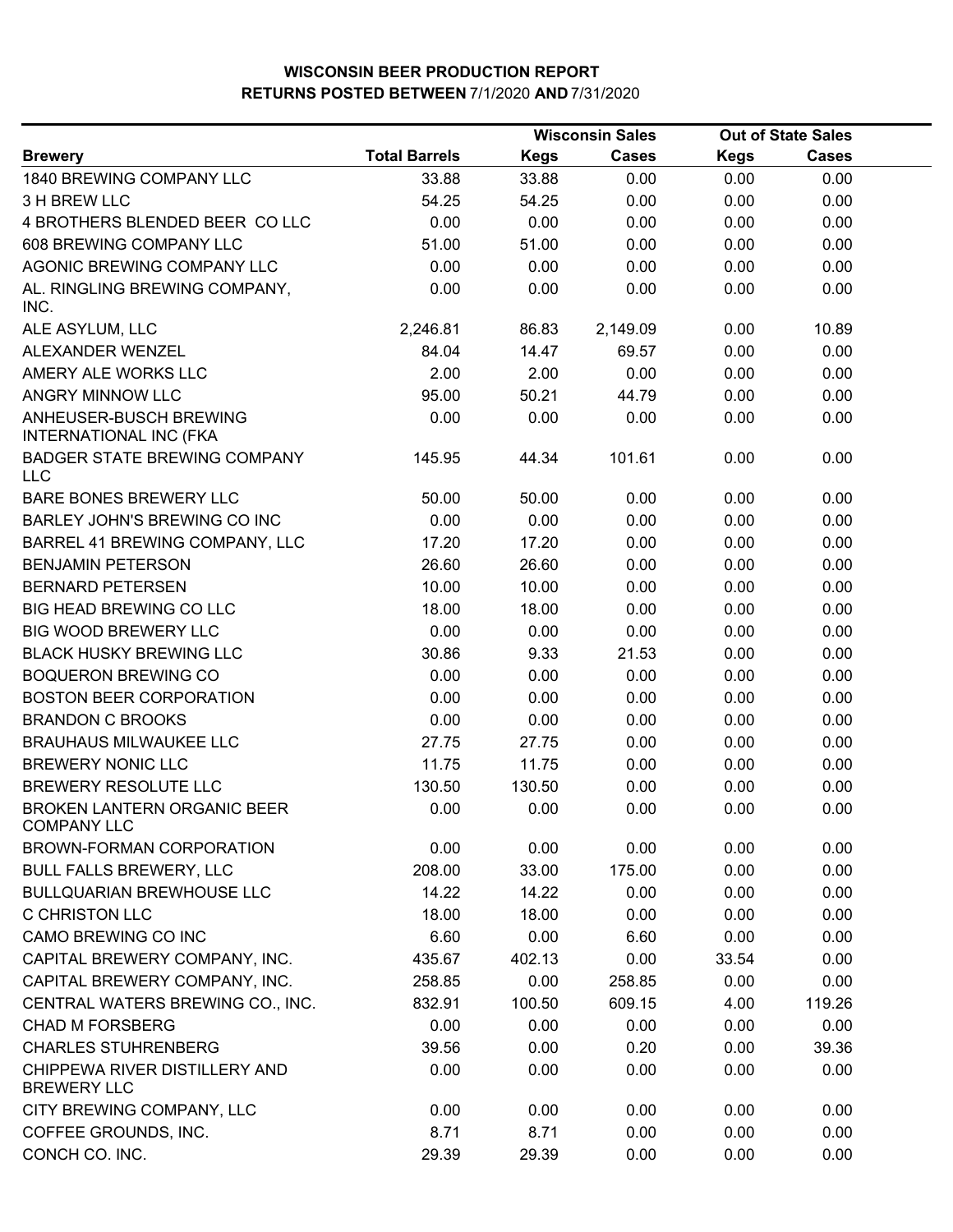# WISCONSIN BEER PRODUCTION REPORT

## RETURNS POSTED BETWEEN 7/1/2020 AND 7/31/2020

| | | Wisconsin Sales | | Out of State Sales | |
|---|---|---|---|---|---|
| **Brewery** | **Total Barrels** | **Kegs** | **Cases** | **Kegs** | **Cases** |
| 1840 BREWING COMPANY LLC | 33.88 | 33.88 | 0.00 | 0.00 | 0.00 |
| 3 H BREW LLC | 54.25 | 54.25 | 0.00 | 0.00 | 0.00 |
| 4 BROTHERS BLENDED BEER CO LLC | 0.00 | 0.00 | 0.00 | 0.00 | 0.00 |
| 608 BREWING COMPANY LLC | 51.00 | 51.00 | 0.00 | 0.00 | 0.00 |
| AGONIC BREWING COMPANY LLC | 0.00 | 0.00 | 0.00 | 0.00 | 0.00 |
| AL. RINGLING BREWING COMPANY, INC. | 0.00 | 0.00 | 0.00 | 0.00 | 0.00 |
| ALE ASYLUM, LLC | 2,246.81 | 86.83 | 2,149.09 | 0.00 | 10.89 |
| ALEXANDER WENZEL | 84.04 | 14.47 | 69.57 | 0.00 | 0.00 |
| AMERY ALE WORKS LLC | 2.00 | 2.00 | 0.00 | 0.00 | 0.00 |
| ANGRY MINNOW LLC | 95.00 | 50.21 | 44.79 | 0.00 | 0.00 |
| ANHEUSER-BUSCH BREWING INTERNATIONAL INC (FKA | 0.00 | 0.00 | 0.00 | 0.00 | 0.00 |
| BADGER STATE BREWING COMPANY LLC | 145.95 | 44.34 | 101.61 | 0.00 | 0.00 |
| BARE BONES BREWERY LLC | 50.00 | 50.00 | 0.00 | 0.00 | 0.00 |
| BARLEY JOHN'S BREWING CO INC | 0.00 | 0.00 | 0.00 | 0.00 | 0.00 |
| BARREL 41 BREWING COMPANY, LLC | 17.20 | 17.20 | 0.00 | 0.00 | 0.00 |
| BENJAMIN PETERSON | 26.60 | 26.60 | 0.00 | 0.00 | 0.00 |
| BERNARD PETERSEN | 10.00 | 10.00 | 0.00 | 0.00 | 0.00 |
| BIG HEAD BREWING CO LLC | 18.00 | 18.00 | 0.00 | 0.00 | 0.00 |
| BIG WOOD BREWERY LLC | 0.00 | 0.00 | 0.00 | 0.00 | 0.00 |
| BLACK HUSKY BREWING LLC | 30.86 | 9.33 | 21.53 | 0.00 | 0.00 |
| BOQUERON BREWING CO | 0.00 | 0.00 | 0.00 | 0.00 | 0.00 |
| BOSTON BEER CORPORATION | 0.00 | 0.00 | 0.00 | 0.00 | 0.00 |
| BRANDON C BROOKS | 0.00 | 0.00 | 0.00 | 0.00 | 0.00 |
| BRAUHAUS MILWAUKEE LLC | 27.75 | 27.75 | 0.00 | 0.00 | 0.00 |
| BREWERY NONIC LLC | 11.75 | 11.75 | 0.00 | 0.00 | 0.00 |
| BREWERY RESOLUTE LLC | 130.50 | 130.50 | 0.00 | 0.00 | 0.00 |
| BROKEN LANTERN ORGANIC BEER COMPANY LLC | 0.00 | 0.00 | 0.00 | 0.00 | 0.00 |
| BROWN-FORMAN CORPORATION | 0.00 | 0.00 | 0.00 | 0.00 | 0.00 |
| BULL FALLS BREWERY, LLC | 208.00 | 33.00 | 175.00 | 0.00 | 0.00 |
| BULLQUARIAN BREWHOUSE LLC | 14.22 | 14.22 | 0.00 | 0.00 | 0.00 |
| C CHRISTON LLC | 18.00 | 18.00 | 0.00 | 0.00 | 0.00 |
| CAMO BREWING CO INC | 6.60 | 0.00 | 6.60 | 0.00 | 0.00 |
| CAPITAL BREWERY COMPANY, INC. | 435.67 | 402.13 | 0.00 | 33.54 | 0.00 |
| CAPITAL BREWERY COMPANY, INC. | 258.85 | 0.00 | 258.85 | 0.00 | 0.00 |
| CENTRAL WATERS BREWING CO., INC. | 832.91 | 100.50 | 609.15 | 4.00 | 119.26 |
| CHAD M FORSBERG | 0.00 | 0.00 | 0.00 | 0.00 | 0.00 |
| CHARLES STUHRENBERG | 39.56 | 0.00 | 0.20 | 0.00 | 39.36 |
| CHIPPEWA RIVER DISTILLERY AND BREWERY LLC | 0.00 | 0.00 | 0.00 | 0.00 | 0.00 |
| CITY BREWING COMPANY, LLC | 0.00 | 0.00 | 0.00 | 0.00 | 0.00 |
| COFFEE GROUNDS, INC. | 8.71 | 8.71 | 0.00 | 0.00 | 0.00 |
| CONCH CO. INC. | 29.39 | 29.39 | 0.00 | 0.00 | 0.00 |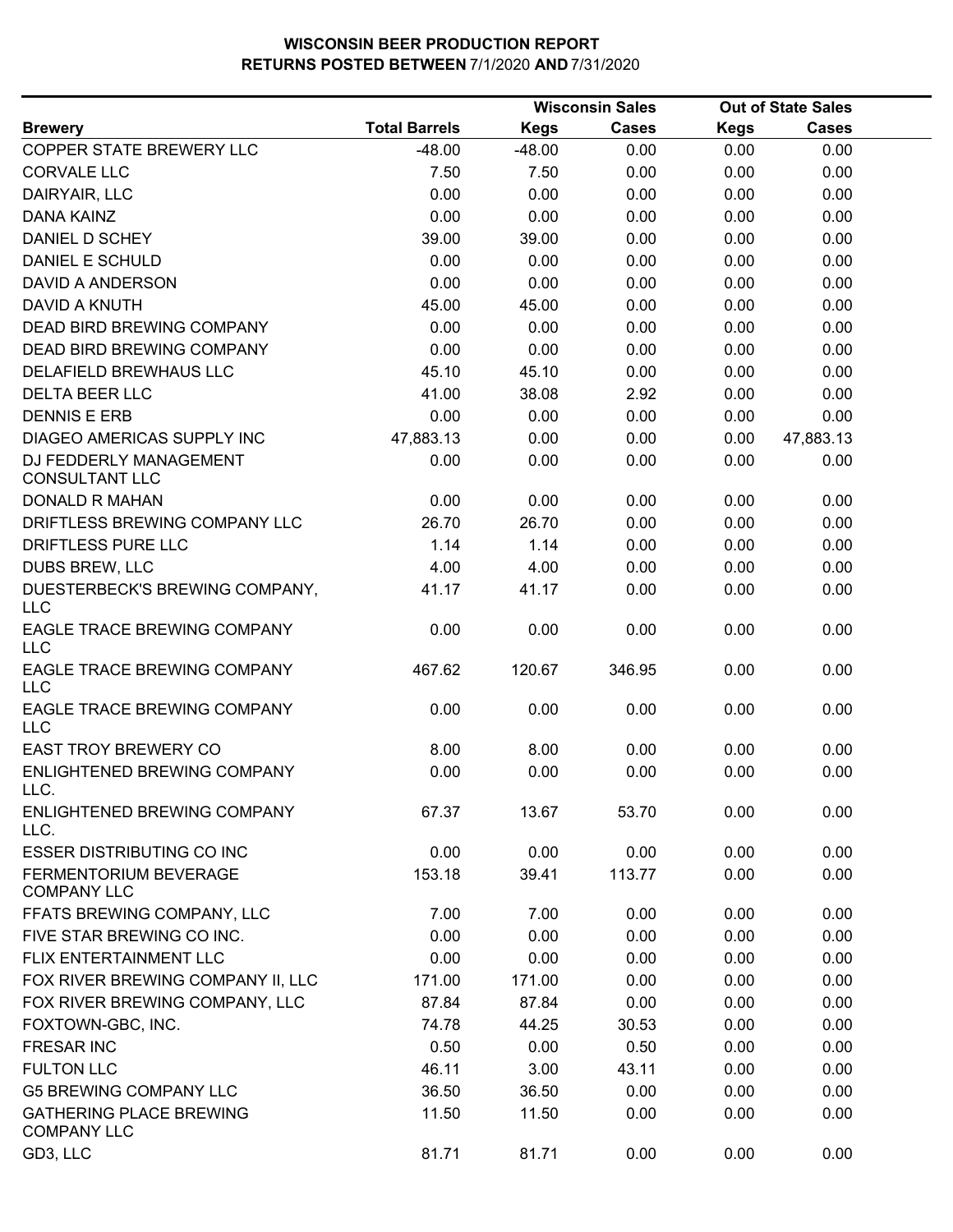# WISCONSIN BEER PRODUCTION REPORT
## RETURNS POSTED BETWEEN 7/1/2020 AND 7/31/2020

| Brewery | Total Barrels | Wisconsin Sales Kegs | Wisconsin Sales Cases | Out of State Sales Kegs | Out of State Sales Cases |
|---|---|---|---|---|---|
| COPPER STATE BREWERY LLC | -48.00 | -48.00 | 0.00 | 0.00 | 0.00 |
| CORVALE LLC | 7.50 | 7.50 | 0.00 | 0.00 | 0.00 |
| DAIRYAIR, LLC | 0.00 | 0.00 | 0.00 | 0.00 | 0.00 |
| DANA KAINZ | 0.00 | 0.00 | 0.00 | 0.00 | 0.00 |
| DANIEL D SCHEY | 39.00 | 39.00 | 0.00 | 0.00 | 0.00 |
| DANIEL E SCHULD | 0.00 | 0.00 | 0.00 | 0.00 | 0.00 |
| DAVID A ANDERSON | 0.00 | 0.00 | 0.00 | 0.00 | 0.00 |
| DAVID A KNUTH | 45.00 | 45.00 | 0.00 | 0.00 | 0.00 |
| DEAD BIRD BREWING COMPANY | 0.00 | 0.00 | 0.00 | 0.00 | 0.00 |
| DEAD BIRD BREWING COMPANY | 0.00 | 0.00 | 0.00 | 0.00 | 0.00 |
| DELAFIELD BREWHAUS LLC | 45.10 | 45.10 | 0.00 | 0.00 | 0.00 |
| DELTA BEER LLC | 41.00 | 38.08 | 2.92 | 0.00 | 0.00 |
| DENNIS E ERB | 0.00 | 0.00 | 0.00 | 0.00 | 0.00 |
| DIAGEO AMERICAS SUPPLY INC | 47,883.13 | 0.00 | 0.00 | 0.00 | 47,883.13 |
| DJ FEDDERLY MANAGEMENT CONSULTANT LLC | 0.00 | 0.00 | 0.00 | 0.00 | 0.00 |
| DONALD R MAHAN | 0.00 | 0.00 | 0.00 | 0.00 | 0.00 |
| DRIFTLESS BREWING COMPANY LLC | 26.70 | 26.70 | 0.00 | 0.00 | 0.00 |
| DRIFTLESS PURE LLC | 1.14 | 1.14 | 0.00 | 0.00 | 0.00 |
| DUBS BREW, LLC | 4.00 | 4.00 | 0.00 | 0.00 | 0.00 |
| DUESTERBECK'S BREWING COMPANY, LLC | 41.17 | 41.17 | 0.00 | 0.00 | 0.00 |
| EAGLE TRACE BREWING COMPANY LLC | 0.00 | 0.00 | 0.00 | 0.00 | 0.00 |
| EAGLE TRACE BREWING COMPANY LLC | 467.62 | 120.67 | 346.95 | 0.00 | 0.00 |
| EAGLE TRACE BREWING COMPANY LLC | 0.00 | 0.00 | 0.00 | 0.00 | 0.00 |
| EAST TROY BREWERY CO | 8.00 | 8.00 | 0.00 | 0.00 | 0.00 |
| ENLIGHTENED BREWING COMPANY LLC. | 0.00 | 0.00 | 0.00 | 0.00 | 0.00 |
| ENLIGHTENED BREWING COMPANY LLC. | 67.37 | 13.67 | 53.70 | 0.00 | 0.00 |
| ESSER DISTRIBUTING CO INC | 0.00 | 0.00 | 0.00 | 0.00 | 0.00 |
| FERMENTORIUM BEVERAGE COMPANY LLC | 153.18 | 39.41 | 113.77 | 0.00 | 0.00 |
| FFATS BREWING COMPANY, LLC | 7.00 | 7.00 | 0.00 | 0.00 | 0.00 |
| FIVE STAR BREWING CO INC. | 0.00 | 0.00 | 0.00 | 0.00 | 0.00 |
| FLIX ENTERTAINMENT LLC | 0.00 | 0.00 | 0.00 | 0.00 | 0.00 |
| FOX RIVER BREWING COMPANY II, LLC | 171.00 | 171.00 | 0.00 | 0.00 | 0.00 |
| FOX RIVER BREWING COMPANY, LLC | 87.84 | 87.84 | 0.00 | 0.00 | 0.00 |
| FOXTOWN-GBC, INC. | 74.78 | 44.25 | 30.53 | 0.00 | 0.00 |
| FRESAR INC | 0.50 | 0.00 | 0.50 | 0.00 | 0.00 |
| FULTON LLC | 46.11 | 3.00 | 43.11 | 0.00 | 0.00 |
| G5 BREWING COMPANY LLC | 36.50 | 36.50 | 0.00 | 0.00 | 0.00 |
| GATHERING PLACE BREWING COMPANY LLC | 11.50 | 11.50 | 0.00 | 0.00 | 0.00 |
| GD3, LLC | 81.71 | 81.71 | 0.00 | 0.00 | 0.00 |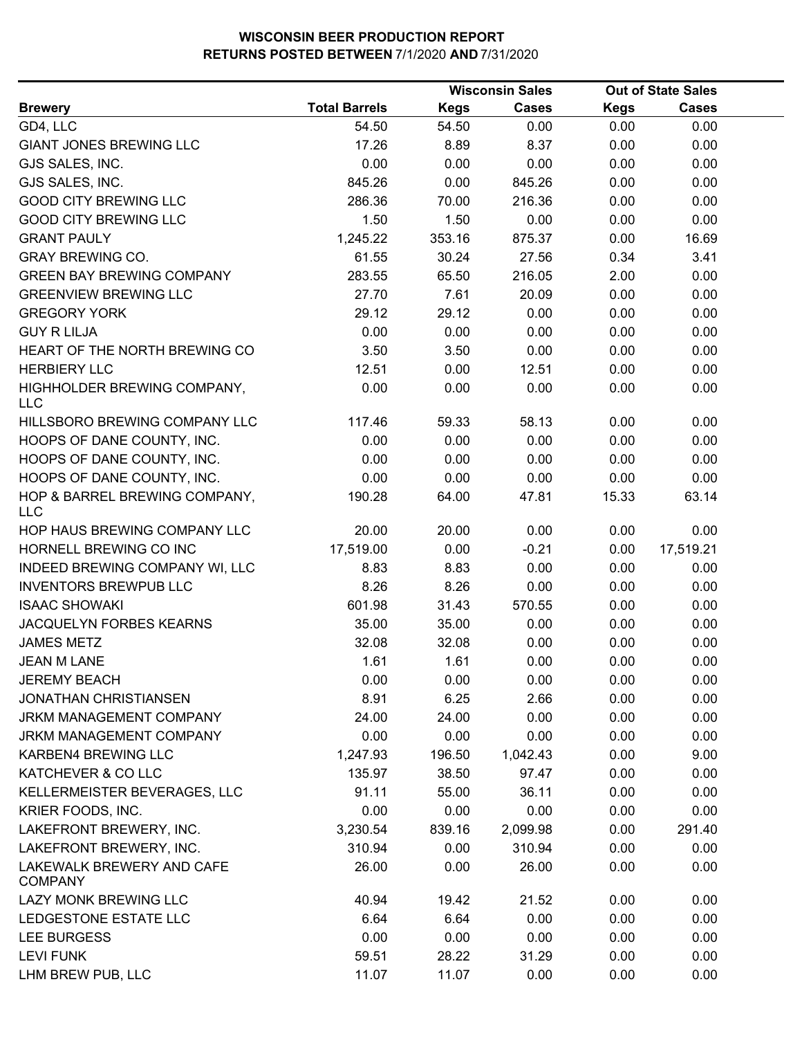# WISCONSIN BEER PRODUCTION REPORT
## RETURNS POSTED BETWEEN 7/1/2020 AND 7/31/2020

| Brewery | Total Barrels | Wisconsin Sales | | Out of State Sales | |
|---|---|---|---|---|---|
| | | Kegs | Cases | Kegs | Cases |
| GD4, LLC | 54.50 | 54.50 | 0.00 | 0.00 | 0.00 |
| GIANT JONES BREWING LLC | 17.26 | 8.89 | 8.37 | 0.00 | 0.00 |
| GJS SALES, INC. | 0.00 | 0.00 | 0.00 | 0.00 | 0.00 |
| GJS SALES, INC. | 845.26 | 0.00 | 845.26 | 0.00 | 0.00 |
| GOOD CITY BREWING LLC | 286.36 | 70.00 | 216.36 | 0.00 | 0.00 |
| GOOD CITY BREWING LLC | 1.50 | 1.50 | 0.00 | 0.00 | 0.00 |
| GRANT PAULY | 1,245.22 | 353.16 | 875.37 | 0.00 | 16.69 |
| GRAY BREWING CO. | 61.55 | 30.24 | 27.56 | 0.34 | 3.41 |
| GREEN BAY BREWING COMPANY | 283.55 | 65.50 | 216.05 | 2.00 | 0.00 |
| GREENVIEW BREWING LLC | 27.70 | 7.61 | 20.09 | 0.00 | 0.00 |
| GREGORY YORK | 29.12 | 29.12 | 0.00 | 0.00 | 0.00 |
| GUY R LILJA | 0.00 | 0.00 | 0.00 | 0.00 | 0.00 |
| HEART OF THE NORTH BREWING CO | 3.50 | 3.50 | 0.00 | 0.00 | 0.00 |
| HERBIERY LLC | 12.51 | 0.00 | 12.51 | 0.00 | 0.00 |
| HIGHHOLDER BREWING COMPANY, LLC | 0.00 | 0.00 | 0.00 | 0.00 | 0.00 |
| HILLSBORO BREWING COMPANY LLC | 117.46 | 59.33 | 58.13 | 0.00 | 0.00 |
| HOOPS OF DANE COUNTY, INC. | 0.00 | 0.00 | 0.00 | 0.00 | 0.00 |
| HOOPS OF DANE COUNTY, INC. | 0.00 | 0.00 | 0.00 | 0.00 | 0.00 |
| HOOPS OF DANE COUNTY, INC. | 0.00 | 0.00 | 0.00 | 0.00 | 0.00 |
| HOP & BARREL BREWING COMPANY, LLC | 190.28 | 64.00 | 47.81 | 15.33 | 63.14 |
| HOP HAUS BREWING COMPANY LLC | 20.00 | 20.00 | 0.00 | 0.00 | 0.00 |
| HORNELL BREWING CO INC | 17,519.00 | 0.00 | -0.21 | 0.00 | 17,519.21 |
| INDEED BREWING COMPANY WI, LLC | 8.83 | 8.83 | 0.00 | 0.00 | 0.00 |
| INVENTORS BREWPUB LLC | 8.26 | 8.26 | 0.00 | 0.00 | 0.00 |
| ISAAC SHOWAKI | 601.98 | 31.43 | 570.55 | 0.00 | 0.00 |
| JACQUELYN FORBES KEARNS | 35.00 | 35.00 | 0.00 | 0.00 | 0.00 |
| JAMES METZ | 32.08 | 32.08 | 0.00 | 0.00 | 0.00 |
| JEAN M LANE | 1.61 | 1.61 | 0.00 | 0.00 | 0.00 |
| JEREMY BEACH | 0.00 | 0.00 | 0.00 | 0.00 | 0.00 |
| JONATHAN CHRISTIANSEN | 8.91 | 6.25 | 2.66 | 0.00 | 0.00 |
| JRKM MANAGEMENT COMPANY | 24.00 | 24.00 | 0.00 | 0.00 | 0.00 |
| JRKM MANAGEMENT COMPANY | 0.00 | 0.00 | 0.00 | 0.00 | 0.00 |
| KARBEN4 BREWING LLC | 1,247.93 | 196.50 | 1,042.43 | 0.00 | 9.00 |
| KATCHEVER & CO LLC | 135.97 | 38.50 | 97.47 | 0.00 | 0.00 |
| KELLERMEISTER BEVERAGES, LLC | 91.11 | 55.00 | 36.11 | 0.00 | 0.00 |
| KRIER FOODS, INC. | 0.00 | 0.00 | 0.00 | 0.00 | 0.00 |
| LAKEFRONT BREWERY, INC. | 3,230.54 | 839.16 | 2,099.98 | 0.00 | 291.40 |
| LAKEFRONT BREWERY, INC. | 310.94 | 0.00 | 310.94 | 0.00 | 0.00 |
| LAKEWALK BREWERY AND CAFE COMPANY | 26.00 | 0.00 | 26.00 | 0.00 | 0.00 |
| LAZY MONK BREWING LLC | 40.94 | 19.42 | 21.52 | 0.00 | 0.00 |
| LEDGESTONE ESTATE LLC | 6.64 | 6.64 | 0.00 | 0.00 | 0.00 |
| LEE BURGESS | 0.00 | 0.00 | 0.00 | 0.00 | 0.00 |
| LEVI FUNK | 59.51 | 28.22 | 31.29 | 0.00 | 0.00 |
| LHM BREW PUB, LLC | 11.07 | 11.07 | 0.00 | 0.00 | 0.00 |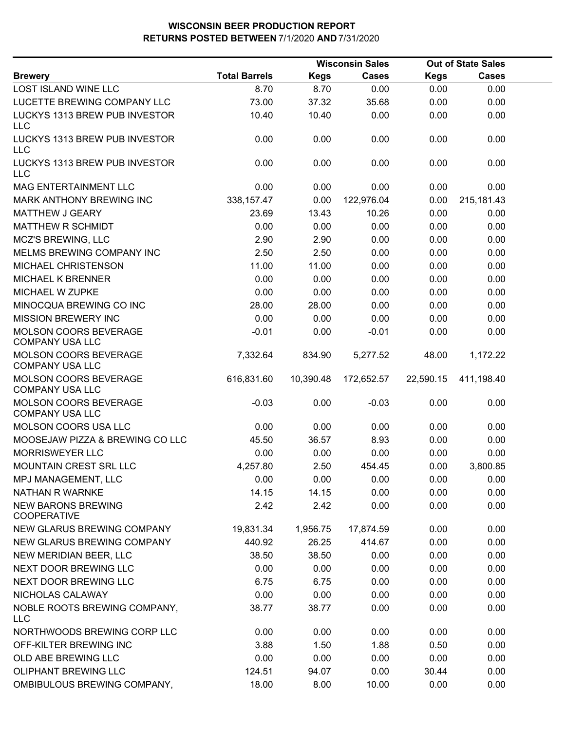**WISCONSIN BEER PRODUCTION REPORT**
**RETURNS POSTED BETWEEN 7/1/2020 AND 7/31/2020**

| Brewery | Total Barrels | Wisconsin Sales Kegs | Wisconsin Sales Cases | Out of State Sales Kegs | Out of State Sales Cases |
|---|---|---|---|---|---|
| LOST ISLAND WINE LLC | 8.70 | 8.70 | 0.00 | 0.00 | 0.00 |
| LUCETTE BREWING COMPANY LLC | 73.00 | 37.32 | 35.68 | 0.00 | 0.00 |
| LUCKYS 1313 BREW PUB INVESTOR LLC | 10.40 | 10.40 | 0.00 | 0.00 | 0.00 |
| LUCKYS 1313 BREW PUB INVESTOR LLC | 0.00 | 0.00 | 0.00 | 0.00 | 0.00 |
| LUCKYS 1313 BREW PUB INVESTOR LLC | 0.00 | 0.00 | 0.00 | 0.00 | 0.00 |
| MAG ENTERTAINMENT LLC | 0.00 | 0.00 | 0.00 | 0.00 | 0.00 |
| MARK ANTHONY BREWING INC | 338,157.47 | 0.00 | 122,976.04 | 0.00 | 215,181.43 |
| MATTHEW J GEARY | 23.69 | 13.43 | 10.26 | 0.00 | 0.00 |
| MATTHEW R SCHMIDT | 0.00 | 0.00 | 0.00 | 0.00 | 0.00 |
| MCZ'S BREWING, LLC | 2.90 | 2.90 | 0.00 | 0.00 | 0.00 |
| MELMS BREWING COMPANY INC | 2.50 | 2.50 | 0.00 | 0.00 | 0.00 |
| MICHAEL CHRISTENSON | 11.00 | 11.00 | 0.00 | 0.00 | 0.00 |
| MICHAEL K BRENNER | 0.00 | 0.00 | 0.00 | 0.00 | 0.00 |
| MICHAEL W ZUPKE | 0.00 | 0.00 | 0.00 | 0.00 | 0.00 |
| MINOCQUA BREWING CO INC | 28.00 | 28.00 | 0.00 | 0.00 | 0.00 |
| MISSION BREWERY INC | 0.00 | 0.00 | 0.00 | 0.00 | 0.00 |
| MOLSON COORS BEVERAGE COMPANY USA LLC | -0.01 | 0.00 | -0.01 | 0.00 | 0.00 |
| MOLSON COORS BEVERAGE COMPANY USA LLC | 7,332.64 | 834.90 | 5,277.52 | 48.00 | 1,172.22 |
| MOLSON COORS BEVERAGE COMPANY USA LLC | 616,831.60 | 10,390.48 | 172,652.57 | 22,590.15 | 411,198.40 |
| MOLSON COORS BEVERAGE COMPANY USA LLC | -0.03 | 0.00 | -0.03 | 0.00 | 0.00 |
| MOLSON COORS USA LLC | 0.00 | 0.00 | 0.00 | 0.00 | 0.00 |
| MOOSEJAW PIZZA & BREWING CO LLC | 45.50 | 36.57 | 8.93 | 0.00 | 0.00 |
| MORRISWEYER LLC | 0.00 | 0.00 | 0.00 | 0.00 | 0.00 |
| MOUNTAIN CREST SRL LLC | 4,257.80 | 2.50 | 454.45 | 0.00 | 3,800.85 |
| MPJ MANAGEMENT, LLC | 0.00 | 0.00 | 0.00 | 0.00 | 0.00 |
| NATHAN R WARNKE | 14.15 | 14.15 | 0.00 | 0.00 | 0.00 |
| NEW BARONS BREWING COOPERATIVE | 2.42 | 2.42 | 0.00 | 0.00 | 0.00 |
| NEW GLARUS BREWING COMPANY | 19,831.34 | 1,956.75 | 17,874.59 | 0.00 | 0.00 |
| NEW GLARUS BREWING COMPANY | 440.92 | 26.25 | 414.67 | 0.00 | 0.00 |
| NEW MERIDIAN BEER, LLC | 38.50 | 38.50 | 0.00 | 0.00 | 0.00 |
| NEXT DOOR BREWING LLC | 0.00 | 0.00 | 0.00 | 0.00 | 0.00 |
| NEXT DOOR BREWING LLC | 6.75 | 6.75 | 0.00 | 0.00 | 0.00 |
| NICHOLAS CALAWAY | 0.00 | 0.00 | 0.00 | 0.00 | 0.00 |
| NOBLE ROOTS BREWING COMPANY, LLC | 38.77 | 38.77 | 0.00 | 0.00 | 0.00 |
| NORTHWOODS BREWING CORP LLC | 0.00 | 0.00 | 0.00 | 0.00 | 0.00 |
| OFF-KILTER BREWING INC | 3.88 | 1.50 | 1.88 | 0.50 | 0.00 |
| OLD ABE BREWING LLC | 0.00 | 0.00 | 0.00 | 0.00 | 0.00 |
| OLIPHANT BREWING LLC | 124.51 | 94.07 | 0.00 | 30.44 | 0.00 |
| OMBIBULOUS BREWING COMPANY, | 18.00 | 8.00 | 10.00 | 0.00 | 0.00 |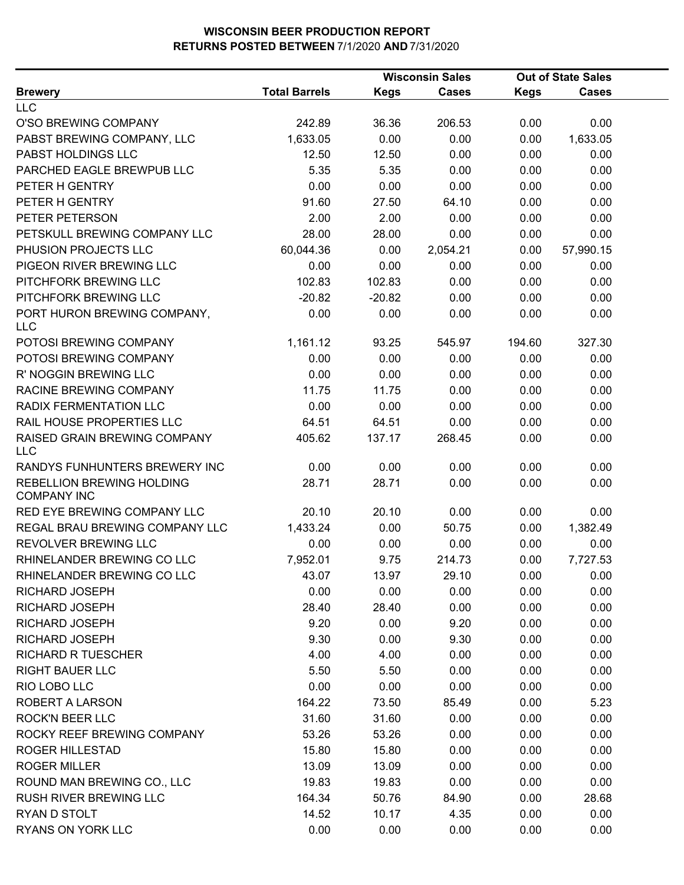**WISCONSIN BEER PRODUCTION REPORT**
**RETURNS POSTED BETWEEN 7/1/2020 AND 7/31/2020**

| | | Wisconsin Sales | | Out of State Sales | |
|---|---|---|---|---|---|
| **Brewery** | **Total Barrels** | **Kegs** | **Cases** | **Kegs** | **Cases** |
| LLC | | | | | |
| O'SO BREWING COMPANY | 242.89 | 36.36 | 206.53 | 0.00 | 0.00 |
| PABST BREWING COMPANY, LLC | 1,633.05 | 0.00 | 0.00 | 0.00 | 1,633.05 |
| PABST HOLDINGS LLC | 12.50 | 12.50 | 0.00 | 0.00 | 0.00 |
| PARCHED EAGLE BREWPUB LLC | 5.35 | 5.35 | 0.00 | 0.00 | 0.00 |
| PETER H GENTRY | 0.00 | 0.00 | 0.00 | 0.00 | 0.00 |
| PETER H GENTRY | 91.60 | 27.50 | 64.10 | 0.00 | 0.00 |
| PETER PETERSON | 2.00 | 2.00 | 0.00 | 0.00 | 0.00 |
| PETSKULL BREWING COMPANY LLC | 28.00 | 28.00 | 0.00 | 0.00 | 0.00 |
| PHUSION PROJECTS LLC | 60,044.36 | 0.00 | 2,054.21 | 0.00 | 57,990.15 |
| PIGEON RIVER BREWING LLC | 0.00 | 0.00 | 0.00 | 0.00 | 0.00 |
| PITCHFORK BREWING LLC | 102.83 | 102.83 | 0.00 | 0.00 | 0.00 |
| PITCHFORK BREWING LLC | -20.82 | -20.82 | 0.00 | 0.00 | 0.00 |
| PORT HURON BREWING COMPANY, LLC | 0.00 | 0.00 | 0.00 | 0.00 | 0.00 |
| POTOSI BREWING COMPANY | 1,161.12 | 93.25 | 545.97 | 194.60 | 327.30 |
| POTOSI BREWING COMPANY | 0.00 | 0.00 | 0.00 | 0.00 | 0.00 |
| R' NOGGIN BREWING LLC | 0.00 | 0.00 | 0.00 | 0.00 | 0.00 |
| RACINE BREWING COMPANY | 11.75 | 11.75 | 0.00 | 0.00 | 0.00 |
| RADIX FERMENTATION LLC | 0.00 | 0.00 | 0.00 | 0.00 | 0.00 |
| RAIL HOUSE PROPERTIES LLC | 64.51 | 64.51 | 0.00 | 0.00 | 0.00 |
| RAISED GRAIN BREWING COMPANY LLC | 405.62 | 137.17 | 268.45 | 0.00 | 0.00 |
| RANDYS FUNHUNTERS BREWERY INC | 0.00 | 0.00 | 0.00 | 0.00 | 0.00 |
| REBELLION BREWING HOLDING COMPANY INC | 28.71 | 28.71 | 0.00 | 0.00 | 0.00 |
| RED EYE BREWING COMPANY LLC | 20.10 | 20.10 | 0.00 | 0.00 | 0.00 |
| REGAL BRAU BREWING COMPANY LLC | 1,433.24 | 0.00 | 50.75 | 0.00 | 1,382.49 |
| REVOLVER BREWING LLC | 0.00 | 0.00 | 0.00 | 0.00 | 0.00 |
| RHINELANDER BREWING CO LLC | 7,952.01 | 9.75 | 214.73 | 0.00 | 7,727.53 |
| RHINELANDER BREWING CO LLC | 43.07 | 13.97 | 29.10 | 0.00 | 0.00 |
| RICHARD JOSEPH | 0.00 | 0.00 | 0.00 | 0.00 | 0.00 |
| RICHARD JOSEPH | 28.40 | 28.40 | 0.00 | 0.00 | 0.00 |
| RICHARD JOSEPH | 9.20 | 0.00 | 9.20 | 0.00 | 0.00 |
| RICHARD JOSEPH | 9.30 | 0.00 | 9.30 | 0.00 | 0.00 |
| RICHARD R TUESCHER | 4.00 | 4.00 | 0.00 | 0.00 | 0.00 |
| RIGHT BAUER LLC | 5.50 | 5.50 | 0.00 | 0.00 | 0.00 |
| RIO LOBO LLC | 0.00 | 0.00 | 0.00 | 0.00 | 0.00 |
| ROBERT A LARSON | 164.22 | 73.50 | 85.49 | 0.00 | 5.23 |
| ROCK'N BEER LLC | 31.60 | 31.60 | 0.00 | 0.00 | 0.00 |
| ROCKY REEF BREWING COMPANY | 53.26 | 53.26 | 0.00 | 0.00 | 0.00 |
| ROGER HILLESTAD | 15.80 | 15.80 | 0.00 | 0.00 | 0.00 |
| ROGER MILLER | 13.09 | 13.09 | 0.00 | 0.00 | 0.00 |
| ROUND MAN BREWING CO., LLC | 19.83 | 19.83 | 0.00 | 0.00 | 0.00 |
| RUSH RIVER BREWING LLC | 164.34 | 50.76 | 84.90 | 0.00 | 28.68 |
| RYAN D STOLT | 14.52 | 10.17 | 4.35 | 0.00 | 0.00 |
| RYANS ON YORK LLC | 0.00 | 0.00 | 0.00 | 0.00 | 0.00 |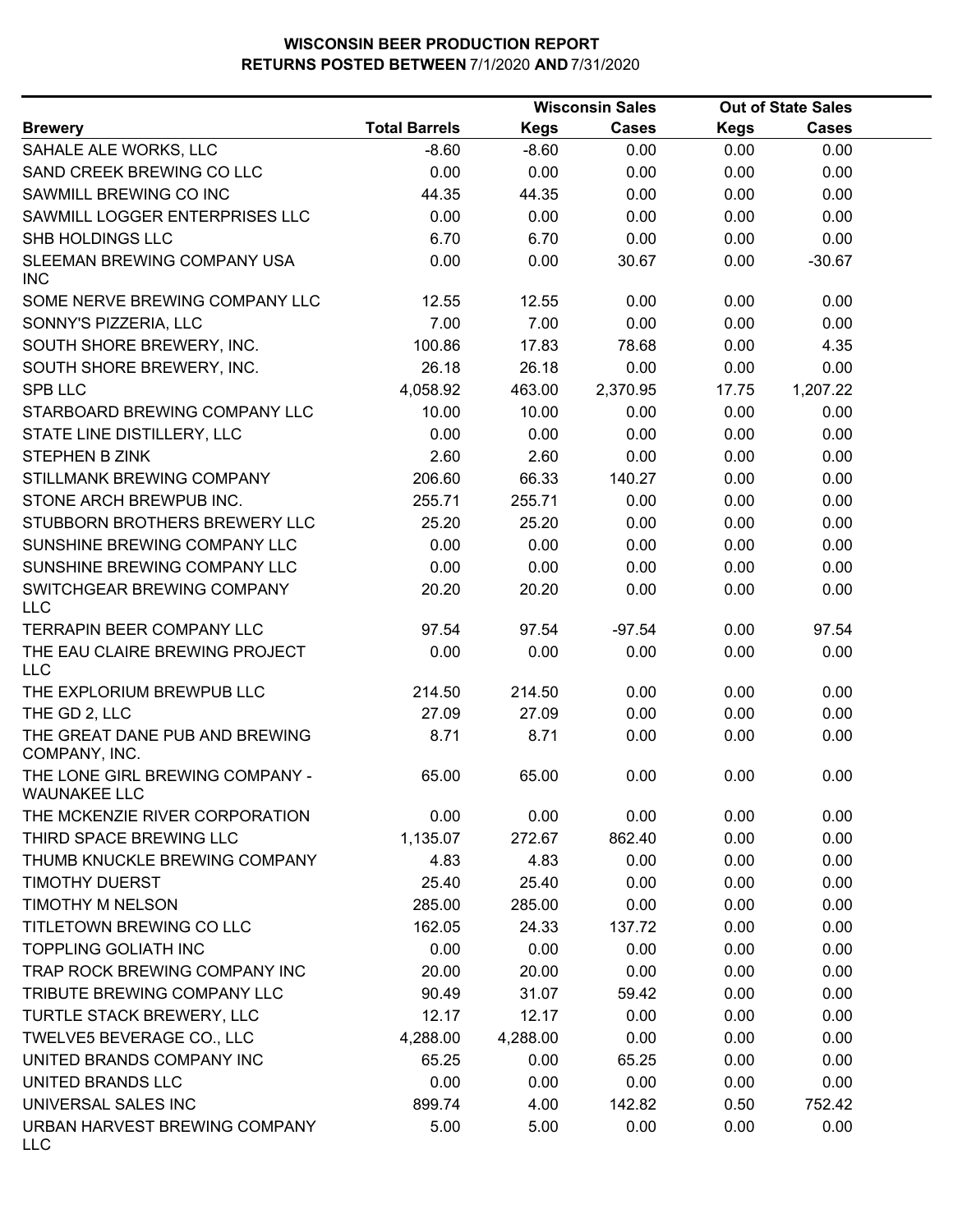# WISCONSIN BEER PRODUCTION REPORT
## RETURNS POSTED BETWEEN 7/1/2020 AND 7/31/2020

| | | Wisconsin Sales | | Out of State Sales | |
|---|---|---|---|---|---|
| **Brewery** | **Total Barrels** | **Kegs** | **Cases** | **Kegs** | **Cases** |
| SAHALE ALE WORKS, LLC | -8.60 | -8.60 | 0.00 | 0.00 | 0.00 |
| SAND CREEK BREWING CO LLC | 0.00 | 0.00 | 0.00 | 0.00 | 0.00 |
| SAWMILL BREWING CO INC | 44.35 | 44.35 | 0.00 | 0.00 | 0.00 |
| SAWMILL LOGGER ENTERPRISES LLC | 0.00 | 0.00 | 0.00 | 0.00 | 0.00 |
| SHB HOLDINGS LLC | 6.70 | 6.70 | 0.00 | 0.00 | 0.00 |
| SLEEMAN BREWING COMPANY USA INC | 0.00 | 0.00 | 30.67 | 0.00 | -30.67 |
| SOME NERVE BREWING COMPANY LLC | 12.55 | 12.55 | 0.00 | 0.00 | 0.00 |
| SONNY'S PIZZERIA, LLC | 7.00 | 7.00 | 0.00 | 0.00 | 0.00 |
| SOUTH SHORE BREWERY, INC. | 100.86 | 17.83 | 78.68 | 0.00 | 4.35 |
| SOUTH SHORE BREWERY, INC. | 26.18 | 26.18 | 0.00 | 0.00 | 0.00 |
| SPB LLC | 4,058.92 | 463.00 | 2,370.95 | 17.75 | 1,207.22 |
| STARBOARD BREWING COMPANY LLC | 10.00 | 10.00 | 0.00 | 0.00 | 0.00 |
| STATE LINE DISTILLERY, LLC | 0.00 | 0.00 | 0.00 | 0.00 | 0.00 |
| STEPHEN B ZINK | 2.60 | 2.60 | 0.00 | 0.00 | 0.00 |
| STILLMANK BREWING COMPANY | 206.60 | 66.33 | 140.27 | 0.00 | 0.00 |
| STONE ARCH BREWPUB INC. | 255.71 | 255.71 | 0.00 | 0.00 | 0.00 |
| STUBBORN BROTHERS BREWERY LLC | 25.20 | 25.20 | 0.00 | 0.00 | 0.00 |
| SUNSHINE BREWING COMPANY LLC | 0.00 | 0.00 | 0.00 | 0.00 | 0.00 |
| SUNSHINE BREWING COMPANY LLC | 0.00 | 0.00 | 0.00 | 0.00 | 0.00 |
| SWITCHGEAR BREWING COMPANY LLC | 20.20 | 20.20 | 0.00 | 0.00 | 0.00 |
| TERRAPIN BEER COMPANY LLC | 97.54 | 97.54 | -97.54 | 0.00 | 97.54 |
| THE EAU CLAIRE BREWING PROJECT LLC | 0.00 | 0.00 | 0.00 | 0.00 | 0.00 |
| THE EXPLORIUM BREWPUB LLC | 214.50 | 214.50 | 0.00 | 0.00 | 0.00 |
| THE GD 2, LLC | 27.09 | 27.09 | 0.00 | 0.00 | 0.00 |
| THE GREAT DANE PUB AND BREWING COMPANY, INC. | 8.71 | 8.71 | 0.00 | 0.00 | 0.00 |
| THE LONE GIRL BREWING COMPANY - WAUNAKEE LLC | 65.00 | 65.00 | 0.00 | 0.00 | 0.00 |
| THE MCKENZIE RIVER CORPORATION | 0.00 | 0.00 | 0.00 | 0.00 | 0.00 |
| THIRD SPACE BREWING LLC | 1,135.07 | 272.67 | 862.40 | 0.00 | 0.00 |
| THUMB KNUCKLE BREWING COMPANY | 4.83 | 4.83 | 0.00 | 0.00 | 0.00 |
| TIMOTHY DUERST | 25.40 | 25.40 | 0.00 | 0.00 | 0.00 |
| TIMOTHY M NELSON | 285.00 | 285.00 | 0.00 | 0.00 | 0.00 |
| TITLETOWN BREWING CO LLC | 162.05 | 24.33 | 137.72 | 0.00 | 0.00 |
| TOPPLING GOLIATH INC | 0.00 | 0.00 | 0.00 | 0.00 | 0.00 |
| TRAP ROCK BREWING COMPANY INC | 20.00 | 20.00 | 0.00 | 0.00 | 0.00 |
| TRIBUTE BREWING COMPANY LLC | 90.49 | 31.07 | 59.42 | 0.00 | 0.00 |
| TURTLE STACK BREWERY, LLC | 12.17 | 12.17 | 0.00 | 0.00 | 0.00 |
| TWELVE5 BEVERAGE CO., LLC | 4,288.00 | 4,288.00 | 0.00 | 0.00 | 0.00 |
| UNITED BRANDS COMPANY INC | 65.25 | 0.00 | 65.25 | 0.00 | 0.00 |
| UNITED BRANDS LLC | 0.00 | 0.00 | 0.00 | 0.00 | 0.00 |
| UNIVERSAL SALES INC | 899.74 | 4.00 | 142.82 | 0.50 | 752.42 |
| URBAN HARVEST BREWING COMPANY LLC | 5.00 | 5.00 | 0.00 | 0.00 | 0.00 |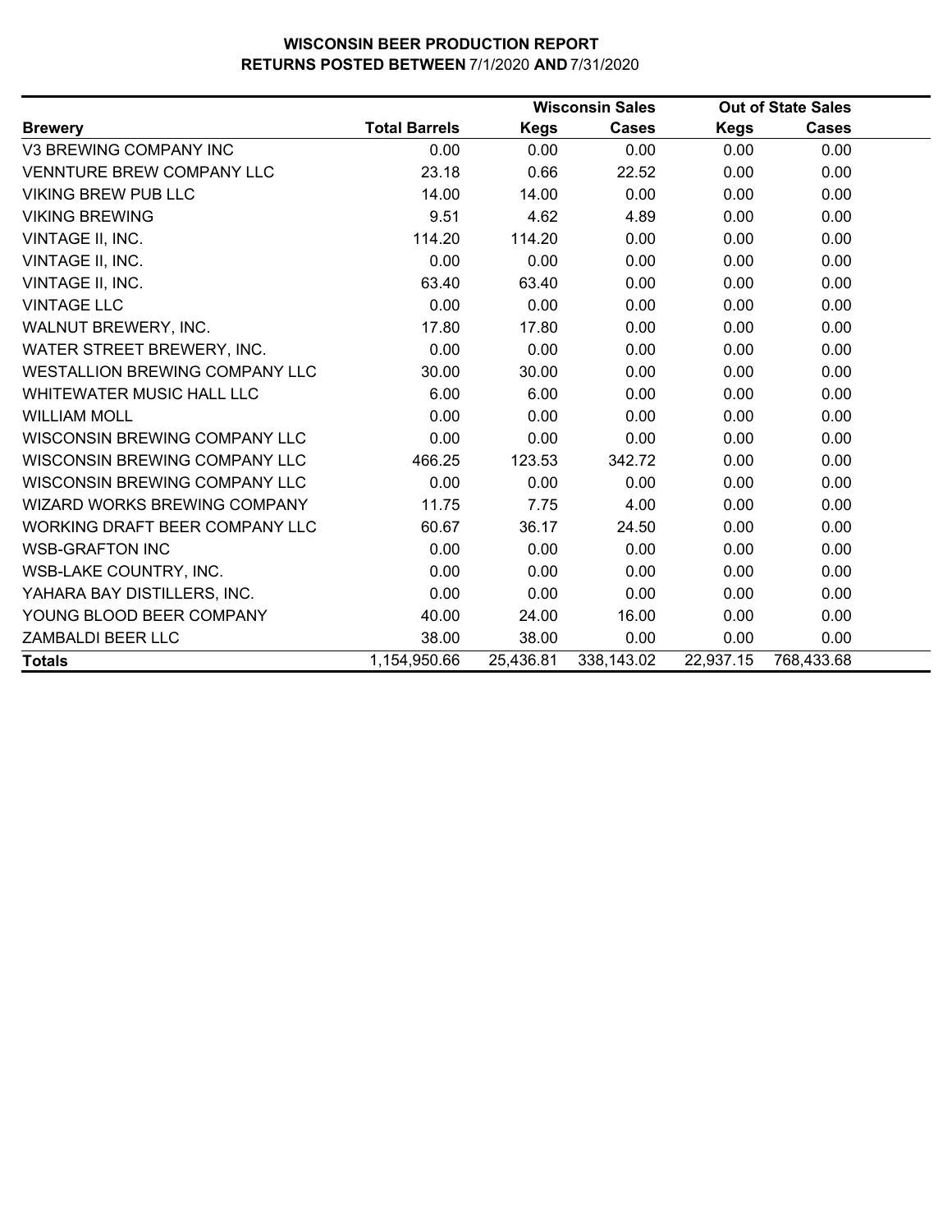**WISCONSIN BEER PRODUCTION REPORT**
**RETURNS POSTED BETWEEN** 7/1/2020 **AND** 7/31/2020

| | | Wisconsin Sales | | Out of State Sales | |
|---|---|---|---|---|---|
| **Brewery** | **Total Barrels** | **Kegs** | **Cases** | **Kegs** | **Cases** |
| V3 BREWING COMPANY INC | 0.00 | 0.00 | 0.00 | 0.00 | 0.00 |
| VENNTURE BREW COMPANY LLC | 23.18 | 0.66 | 22.52 | 0.00 | 0.00 |
| VIKING BREW PUB LLC | 14.00 | 14.00 | 0.00 | 0.00 | 0.00 |
| VIKING BREWING | 9.51 | 4.62 | 4.89 | 0.00 | 0.00 |
| VINTAGE II, INC. | 114.20 | 114.20 | 0.00 | 0.00 | 0.00 |
| VINTAGE II, INC. | 0.00 | 0.00 | 0.00 | 0.00 | 0.00 |
| VINTAGE II, INC. | 63.40 | 63.40 | 0.00 | 0.00 | 0.00 |
| VINTAGE LLC | 0.00 | 0.00 | 0.00 | 0.00 | 0.00 |
| WALNUT BREWERY, INC. | 17.80 | 17.80 | 0.00 | 0.00 | 0.00 |
| WATER STREET BREWERY, INC. | 0.00 | 0.00 | 0.00 | 0.00 | 0.00 |
| WESTALLION BREWING COMPANY LLC | 30.00 | 30.00 | 0.00 | 0.00 | 0.00 |
| WHITEWATER MUSIC HALL LLC | 6.00 | 6.00 | 0.00 | 0.00 | 0.00 |
| WILLIAM MOLL | 0.00 | 0.00 | 0.00 | 0.00 | 0.00 |
| WISCONSIN BREWING COMPANY LLC | 0.00 | 0.00 | 0.00 | 0.00 | 0.00 |
| WISCONSIN BREWING COMPANY LLC | 466.25 | 123.53 | 342.72 | 0.00 | 0.00 |
| WISCONSIN BREWING COMPANY LLC | 0.00 | 0.00 | 0.00 | 0.00 | 0.00 |
| WIZARD WORKS BREWING COMPANY | 11.75 | 7.75 | 4.00 | 0.00 | 0.00 |
| WORKING DRAFT BEER COMPANY LLC | 60.67 | 36.17 | 24.50 | 0.00 | 0.00 |
| WSB-GRAFTON INC | 0.00 | 0.00 | 0.00 | 0.00 | 0.00 |
| WSB-LAKE COUNTRY, INC. | 0.00 | 0.00 | 0.00 | 0.00 | 0.00 |
| YAHARA BAY DISTILLERS, INC. | 0.00 | 0.00 | 0.00 | 0.00 | 0.00 |
| YOUNG BLOOD BEER COMPANY | 40.00 | 24.00 | 16.00 | 0.00 | 0.00 |
| ZAMBALDI BEER LLC | 38.00 | 38.00 | 0.00 | 0.00 | 0.00 |
| **Totals** | 1,154,950.66 | 25,436.81 | 338,143.02 | 22,937.15 | 768,433.68 |